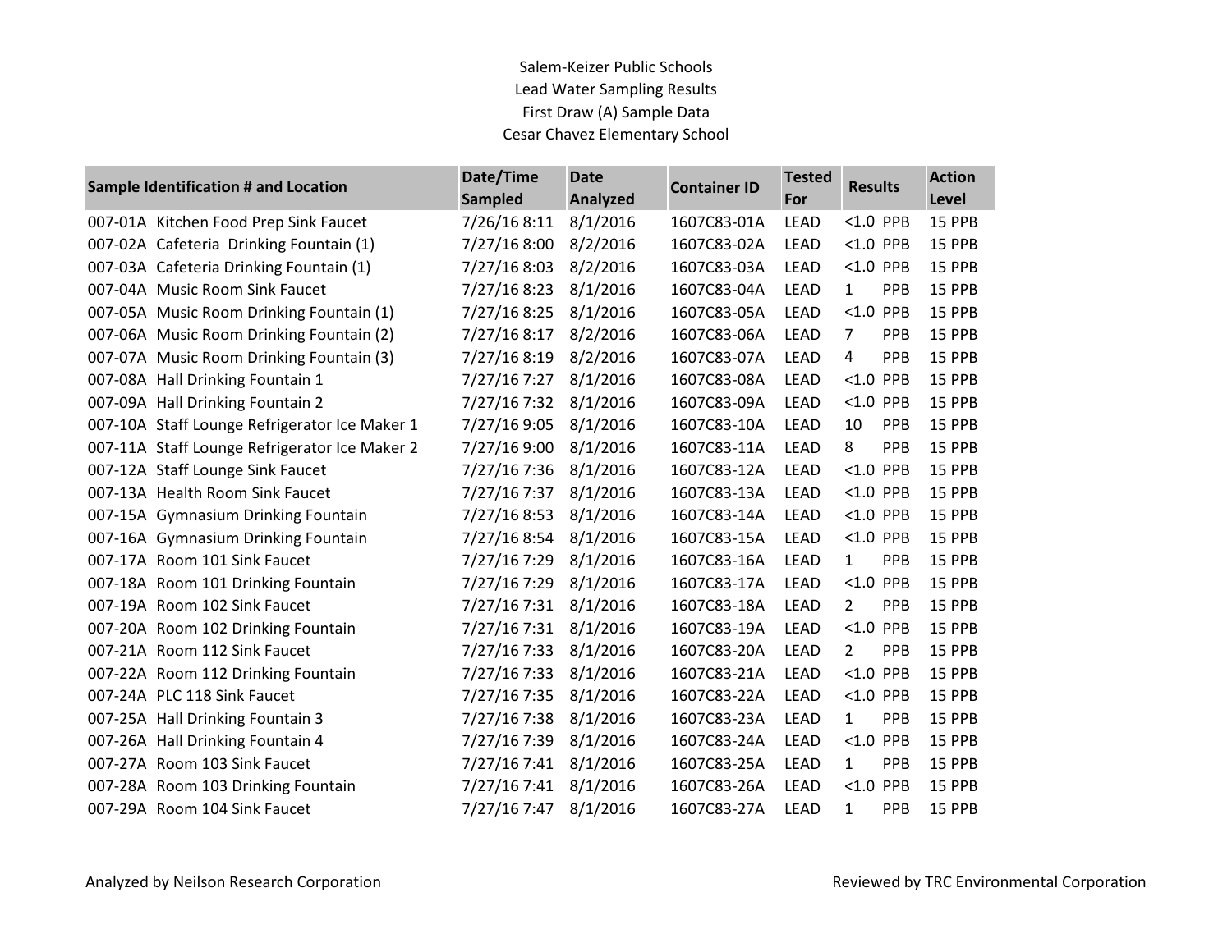Salem-Keizer Public Schools

Lead Water Sampling Results

First Draw (A) Sample Data

Cesar Chavez Elementary School

| Sample Identification # and Location | Date/Time Sampled | Date Analyzed | Container ID | Tested For | Results | Action Level |
|---|---|---|---|---|---|---|
| 007-01A Kitchen Food Prep Sink Faucet | 7/26/16 8:11 | 8/1/2016 | 1607C83-01A | LEAD | <1.0 PPB | 15 PPB |
| 007-02A Cafeteria Drinking Fountain (1) | 7/27/16 8:00 | 8/2/2016 | 1607C83-02A | LEAD | <1.0 PPB | 15 PPB |
| 007-03A Cafeteria Drinking Fountain (1) | 7/27/16 8:03 | 8/2/2016 | 1607C83-03A | LEAD | <1.0 PPB | 15 PPB |
| 007-04A Music Room Sink Faucet | 7/27/16 8:23 | 8/1/2016 | 1607C83-04A | LEAD | 1 PPB | 15 PPB |
| 007-05A Music Room Drinking Fountain (1) | 7/27/16 8:25 | 8/1/2016 | 1607C83-05A | LEAD | <1.0 PPB | 15 PPB |
| 007-06A Music Room Drinking Fountain (2) | 7/27/16 8:17 | 8/2/2016 | 1607C83-06A | LEAD | 7 PPB | 15 PPB |
| 007-07A Music Room Drinking Fountain (3) | 7/27/16 8:19 | 8/2/2016 | 1607C83-07A | LEAD | 4 PPB | 15 PPB |
| 007-08A Hall Drinking Fountain 1 | 7/27/16 7:27 | 8/1/2016 | 1607C83-08A | LEAD | <1.0 PPB | 15 PPB |
| 007-09A Hall Drinking Fountain 2 | 7/27/16 7:32 | 8/1/2016 | 1607C83-09A | LEAD | <1.0 PPB | 15 PPB |
| 007-10A Staff Lounge Refrigerator Ice Maker 1 | 7/27/16 9:05 | 8/1/2016 | 1607C83-10A | LEAD | 10 PPB | 15 PPB |
| 007-11A Staff Lounge Refrigerator Ice Maker 2 | 7/27/16 9:00 | 8/1/2016 | 1607C83-11A | LEAD | 8 PPB | 15 PPB |
| 007-12A Staff Lounge Sink Faucet | 7/27/16 7:36 | 8/1/2016 | 1607C83-12A | LEAD | <1.0 PPB | 15 PPB |
| 007-13A Health Room Sink Faucet | 7/27/16 7:37 | 8/1/2016 | 1607C83-13A | LEAD | <1.0 PPB | 15 PPB |
| 007-15A Gymnasium Drinking Fountain | 7/27/16 8:53 | 8/1/2016 | 1607C83-14A | LEAD | <1.0 PPB | 15 PPB |
| 007-16A Gymnasium Drinking Fountain | 7/27/16 8:54 | 8/1/2016 | 1607C83-15A | LEAD | <1.0 PPB | 15 PPB |
| 007-17A Room 101 Sink Faucet | 7/27/16 7:29 | 8/1/2016 | 1607C83-16A | LEAD | 1 PPB | 15 PPB |
| 007-18A Room 101 Drinking Fountain | 7/27/16 7:29 | 8/1/2016 | 1607C83-17A | LEAD | <1.0 PPB | 15 PPB |
| 007-19A Room 102 Sink Faucet | 7/27/16 7:31 | 8/1/2016 | 1607C83-18A | LEAD | 2 PPB | 15 PPB |
| 007-20A Room 102 Drinking Fountain | 7/27/16 7:31 | 8/1/2016 | 1607C83-19A | LEAD | <1.0 PPB | 15 PPB |
| 007-21A Room 112 Sink Faucet | 7/27/16 7:33 | 8/1/2016 | 1607C83-20A | LEAD | 2 PPB | 15 PPB |
| 007-22A Room 112 Drinking Fountain | 7/27/16 7:33 | 8/1/2016 | 1607C83-21A | LEAD | <1.0 PPB | 15 PPB |
| 007-24A PLC 118 Sink Faucet | 7/27/16 7:35 | 8/1/2016 | 1607C83-22A | LEAD | <1.0 PPB | 15 PPB |
| 007-25A Hall Drinking Fountain 3 | 7/27/16 7:38 | 8/1/2016 | 1607C83-23A | LEAD | 1 PPB | 15 PPB |
| 007-26A Hall Drinking Fountain 4 | 7/27/16 7:39 | 8/1/2016 | 1607C83-24A | LEAD | <1.0 PPB | 15 PPB |
| 007-27A Room 103 Sink Faucet | 7/27/16 7:41 | 8/1/2016 | 1607C83-25A | LEAD | 1 PPB | 15 PPB |
| 007-28A Room 103 Drinking Fountain | 7/27/16 7:41 | 8/1/2016 | 1607C83-26A | LEAD | <1.0 PPB | 15 PPB |
| 007-29A Room 104 Sink Faucet | 7/27/16 7:47 | 8/1/2016 | 1607C83-27A | LEAD | 1 PPB | 15 PPB |

Analyzed by Neilson Research Corporation

Reviewed by TRC Environmental Corporation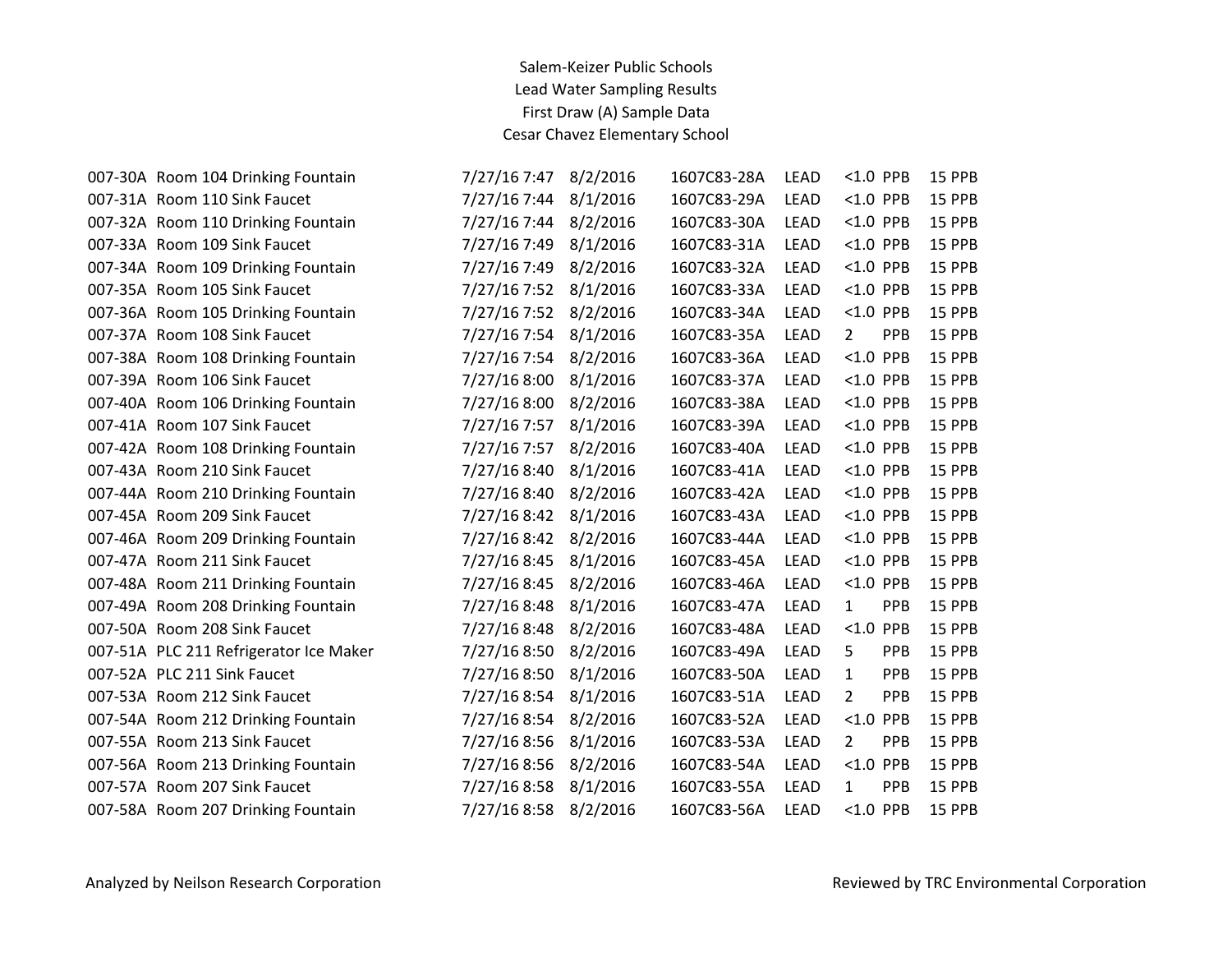Salem-Keizer Public Schools
Lead Water Sampling Results
First Draw (A) Sample Data
Cesar Chavez Elementary School

| | | | | | | | | |
|---|---|---|---|---|---|---|---|---|
| 007-30A | Room 104 Drinking Fountain | 7/27/16 7:47 | 8/2/2016 | 1607C83-28A | LEAD | <1.0 | PPB | 15 PPB |
| 007-31A | Room 110 Sink Faucet | 7/27/16 7:44 | 8/1/2016 | 1607C83-29A | LEAD | <1.0 | PPB | 15 PPB |
| 007-32A | Room 110 Drinking Fountain | 7/27/16 7:44 | 8/2/2016 | 1607C83-30A | LEAD | <1.0 | PPB | 15 PPB |
| 007-33A | Room 109 Sink Faucet | 7/27/16 7:49 | 8/1/2016 | 1607C83-31A | LEAD | <1.0 | PPB | 15 PPB |
| 007-34A | Room 109 Drinking Fountain | 7/27/16 7:49 | 8/2/2016 | 1607C83-32A | LEAD | <1.0 | PPB | 15 PPB |
| 007-35A | Room 105 Sink Faucet | 7/27/16 7:52 | 8/1/2016 | 1607C83-33A | LEAD | <1.0 | PPB | 15 PPB |
| 007-36A | Room 105 Drinking Fountain | 7/27/16 7:52 | 8/2/2016 | 1607C83-34A | LEAD | <1.0 | PPB | 15 PPB |
| 007-37A | Room 108 Sink Faucet | 7/27/16 7:54 | 8/1/2016 | 1607C83-35A | LEAD | 2 | PPB | 15 PPB |
| 007-38A | Room 108 Drinking Fountain | 7/27/16 7:54 | 8/2/2016 | 1607C83-36A | LEAD | <1.0 | PPB | 15 PPB |
| 007-39A | Room 106 Sink Faucet | 7/27/16 8:00 | 8/1/2016 | 1607C83-37A | LEAD | <1.0 | PPB | 15 PPB |
| 007-40A | Room 106 Drinking Fountain | 7/27/16 8:00 | 8/2/2016 | 1607C83-38A | LEAD | <1.0 | PPB | 15 PPB |
| 007-41A | Room 107 Sink Faucet | 7/27/16 7:57 | 8/1/2016 | 1607C83-39A | LEAD | <1.0 | PPB | 15 PPB |
| 007-42A | Room 108 Drinking Fountain | 7/27/16 7:57 | 8/2/2016 | 1607C83-40A | LEAD | <1.0 | PPB | 15 PPB |
| 007-43A | Room 210 Sink Faucet | 7/27/16 8:40 | 8/1/2016 | 1607C83-41A | LEAD | <1.0 | PPB | 15 PPB |
| 007-44A | Room 210 Drinking Fountain | 7/27/16 8:40 | 8/2/2016 | 1607C83-42A | LEAD | <1.0 | PPB | 15 PPB |
| 007-45A | Room 209 Sink Faucet | 7/27/16 8:42 | 8/1/2016 | 1607C83-43A | LEAD | <1.0 | PPB | 15 PPB |
| 007-46A | Room 209 Drinking Fountain | 7/27/16 8:42 | 8/2/2016 | 1607C83-44A | LEAD | <1.0 | PPB | 15 PPB |
| 007-47A | Room 211 Sink Faucet | 7/27/16 8:45 | 8/1/2016 | 1607C83-45A | LEAD | <1.0 | PPB | 15 PPB |
| 007-48A | Room 211 Drinking Fountain | 7/27/16 8:45 | 8/2/2016 | 1607C83-46A | LEAD | <1.0 | PPB | 15 PPB |
| 007-49A | Room 208 Drinking Fountain | 7/27/16 8:48 | 8/1/2016 | 1607C83-47A | LEAD | 1 | PPB | 15 PPB |
| 007-50A | Room 208 Sink Faucet | 7/27/16 8:48 | 8/2/2016 | 1607C83-48A | LEAD | <1.0 | PPB | 15 PPB |
| 007-51A | PLC 211 Refrigerator Ice Maker | 7/27/16 8:50 | 8/2/2016 | 1607C83-49A | LEAD | 5 | PPB | 15 PPB |
| 007-52A | PLC 211 Sink Faucet | 7/27/16 8:50 | 8/1/2016 | 1607C83-50A | LEAD | 1 | PPB | 15 PPB |
| 007-53A | Room 212 Sink Faucet | 7/27/16 8:54 | 8/1/2016 | 1607C83-51A | LEAD | 2 | PPB | 15 PPB |
| 007-54A | Room 212 Drinking Fountain | 7/27/16 8:54 | 8/2/2016 | 1607C83-52A | LEAD | <1.0 | PPB | 15 PPB |
| 007-55A | Room 213 Sink Faucet | 7/27/16 8:56 | 8/1/2016 | 1607C83-53A | LEAD | 2 | PPB | 15 PPB |
| 007-56A | Room 213 Drinking Fountain | 7/27/16 8:56 | 8/2/2016 | 1607C83-54A | LEAD | <1.0 | PPB | 15 PPB |
| 007-57A | Room 207 Sink Faucet | 7/27/16 8:58 | 8/1/2016 | 1607C83-55A | LEAD | 1 | PPB | 15 PPB |
| 007-58A | Room 207 Drinking Fountain | 7/27/16 8:58 | 8/2/2016 | 1607C83-56A | LEAD | <1.0 | PPB | 15 PPB |

Analyzed by Neilson Research Corporation

Reviewed by TRC Environmental Corporation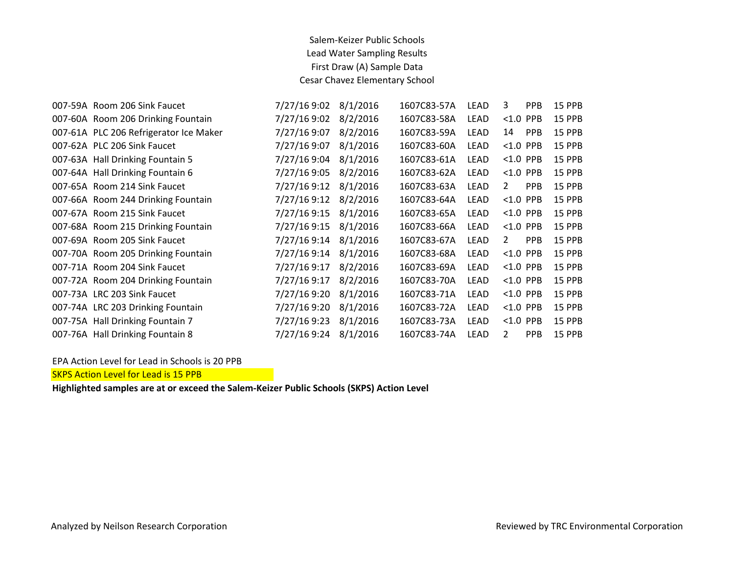Salem-Keizer Public Schools
Lead Water Sampling Results
First Draw (A) Sample Data
Cesar Chavez Elementary School

| | | | | | | | | |
|---|---|---|---|---|---|---|---|---|
| 007-59A | Room 206 Sink Faucet | 7/27/16 9:02 | 8/1/2016 | 1607C83-57A | LEAD | 3 | PPB | 15 PPB |
| 007-60A | Room 206 Drinking Fountain | 7/27/16 9:02 | 8/2/2016 | 1607C83-58A | LEAD | <1.0 | PPB | 15 PPB |
| 007-61A | PLC 206 Refrigerator Ice Maker | 7/27/16 9:07 | 8/2/2016 | 1607C83-59A | LEAD | 14 | PPB | 15 PPB |
| 007-62A | PLC 206 Sink Faucet | 7/27/16 9:07 | 8/1/2016 | 1607C83-60A | LEAD | <1.0 | PPB | 15 PPB |
| 007-63A | Hall Drinking Fountain 5 | 7/27/16 9:04 | 8/1/2016 | 1607C83-61A | LEAD | <1.0 | PPB | 15 PPB |
| 007-64A | Hall Drinking Fountain 6 | 7/27/16 9:05 | 8/2/2016 | 1607C83-62A | LEAD | <1.0 | PPB | 15 PPB |
| 007-65A | Room 214 Sink Faucet | 7/27/16 9:12 | 8/1/2016 | 1607C83-63A | LEAD | 2 | PPB | 15 PPB |
| 007-66A | Room 244 Drinking Fountain | 7/27/16 9:12 | 8/2/2016 | 1607C83-64A | LEAD | <1.0 | PPB | 15 PPB |
| 007-67A | Room 215 Sink Faucet | 7/27/16 9:15 | 8/1/2016 | 1607C83-65A | LEAD | <1.0 | PPB | 15 PPB |
| 007-68A | Room 215 Drinking Fountain | 7/27/16 9:15 | 8/1/2016 | 1607C83-66A | LEAD | <1.0 | PPB | 15 PPB |
| 007-69A | Room 205 Sink Faucet | 7/27/16 9:14 | 8/1/2016 | 1607C83-67A | LEAD | 2 | PPB | 15 PPB |
| 007-70A | Room 205 Drinking Fountain | 7/27/16 9:14 | 8/1/2016 | 1607C83-68A | LEAD | <1.0 | PPB | 15 PPB |
| 007-71A | Room 204 Sink Faucet | 7/27/16 9:17 | 8/2/2016 | 1607C83-69A | LEAD | <1.0 | PPB | 15 PPB |
| 007-72A | Room 204 Drinking Fountain | 7/27/16 9:17 | 8/2/2016 | 1607C83-70A | LEAD | <1.0 | PPB | 15 PPB |
| 007-73A | LRC 203 Sink Faucet | 7/27/16 9:20 | 8/1/2016 | 1607C83-71A | LEAD | <1.0 | PPB | 15 PPB |
| 007-74A | LRC 203 Drinking Fountain | 7/27/16 9:20 | 8/1/2016 | 1607C83-72A | LEAD | <1.0 | PPB | 15 PPB |
| 007-75A | Hall Drinking Fountain 7 | 7/27/16 9:23 | 8/1/2016 | 1607C83-73A | LEAD | <1.0 | PPB | 15 PPB |
| 007-76A | Hall Drinking Fountain 8 | 7/27/16 9:24 | 8/1/2016 | 1607C83-74A | LEAD | 2 | PPB | 15 PPB |

EPA Action Level for Lead in Schools is 20 PPB

SKPS Action Level for Lead is 15 PPB

**Highlighted samples are at or exceed the Salem-Keizer Public Schools (SKPS) Action Level**

Analyzed by Neilson Research Corporation

Reviewed by TRC Environmental Corporation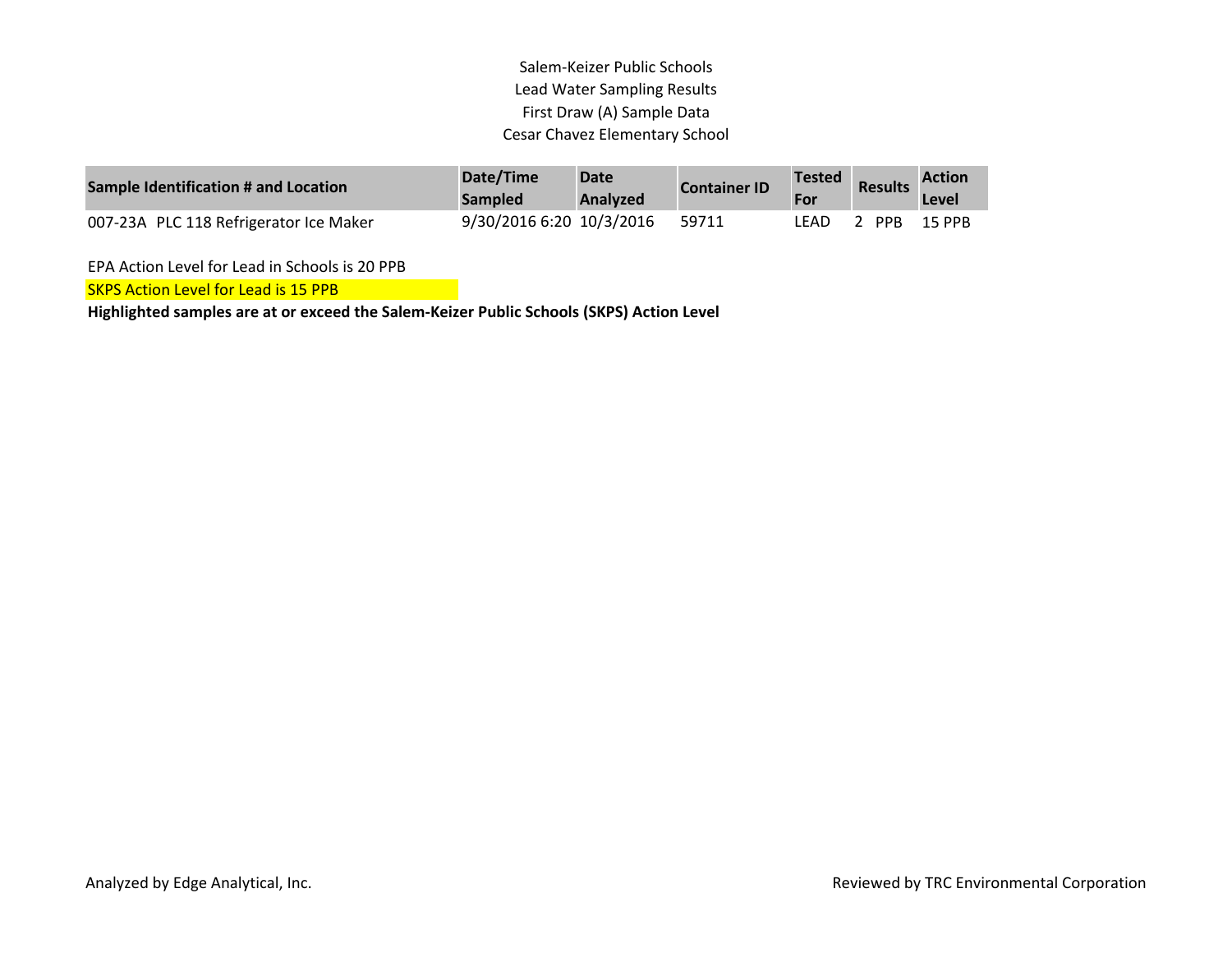Salem-Keizer Public Schools
Lead Water Sampling Results
First Draw (A) Sample Data
Cesar Chavez Elementary School

| Sample Identification # and Location | Date/Time Sampled | Date Analyzed | Container ID | Tested For | Results | Action Level |
|---|---|---|---|---|---|---|
| 007-23A PLC 118 Refrigerator Ice Maker | 9/30/2016 6:20 | 10/3/2016 | 59711 | LEAD | 2 PPB | 15 PPB |

EPA Action Level for Lead in Schools is 20 PPB

SKPS Action Level for Lead is 15 PPB

**Highlighted samples are at or exceed the Salem-Keizer Public Schools (SKPS) Action Level**

Analyzed by Edge Analytical, Inc.

Reviewed by TRC Environmental Corporation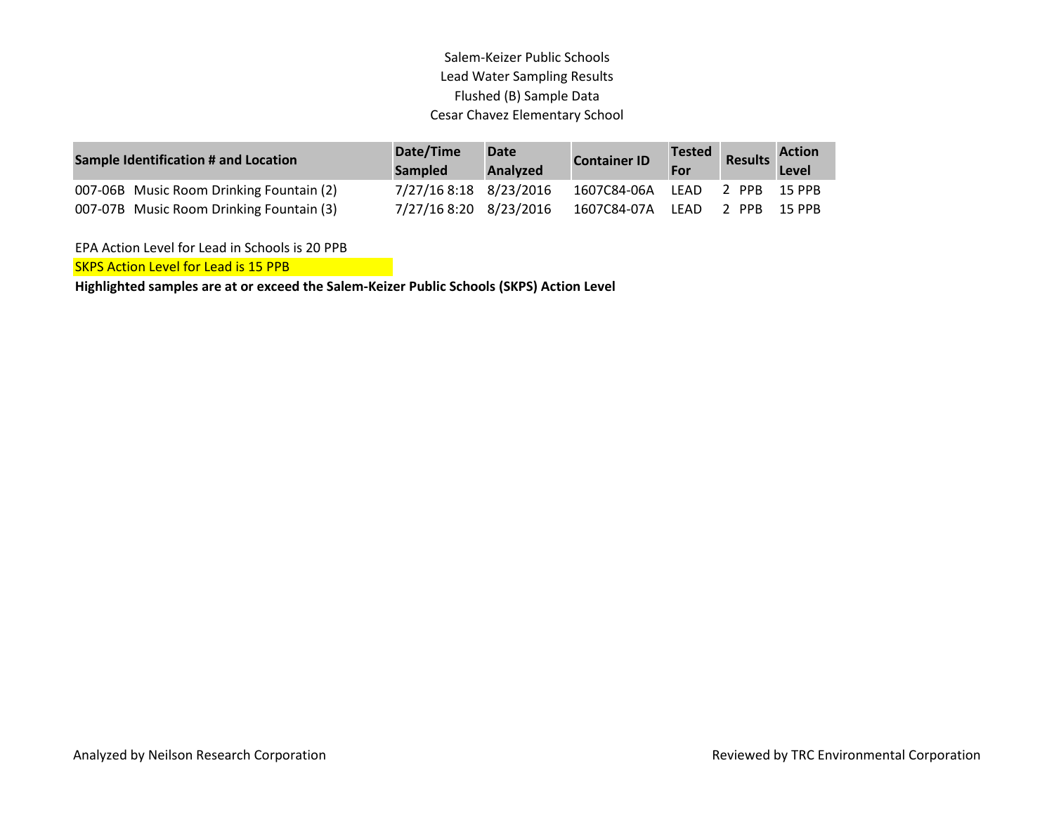Salem-Keizer Public Schools
Lead Water Sampling Results
Flushed (B) Sample Data
Cesar Chavez Elementary School

| Sample Identification # and Location | Date/Time Sampled | Date Analyzed | Container ID | Tested For | Results | Action Level |
|---|---|---|---|---|---|---|
| 007-06B Music Room Drinking Fountain (2) | 7/27/16 8:18 | 8/23/2016 | 1607C84-06A | LEAD | 2 PPB | 15 PPB |
| 007-07B Music Room Drinking Fountain (3) | 7/27/16 8:20 | 8/23/2016 | 1607C84-07A | LEAD | 2 PPB | 15 PPB |

EPA Action Level for Lead in Schools is 20 PPB

SKPS Action Level for Lead is 15 PPB

**Highlighted samples are at or exceed the Salem-Keizer Public Schools (SKPS) Action Level**

Analyzed by Neilson Research Corporation

Reviewed by TRC Environmental Corporation